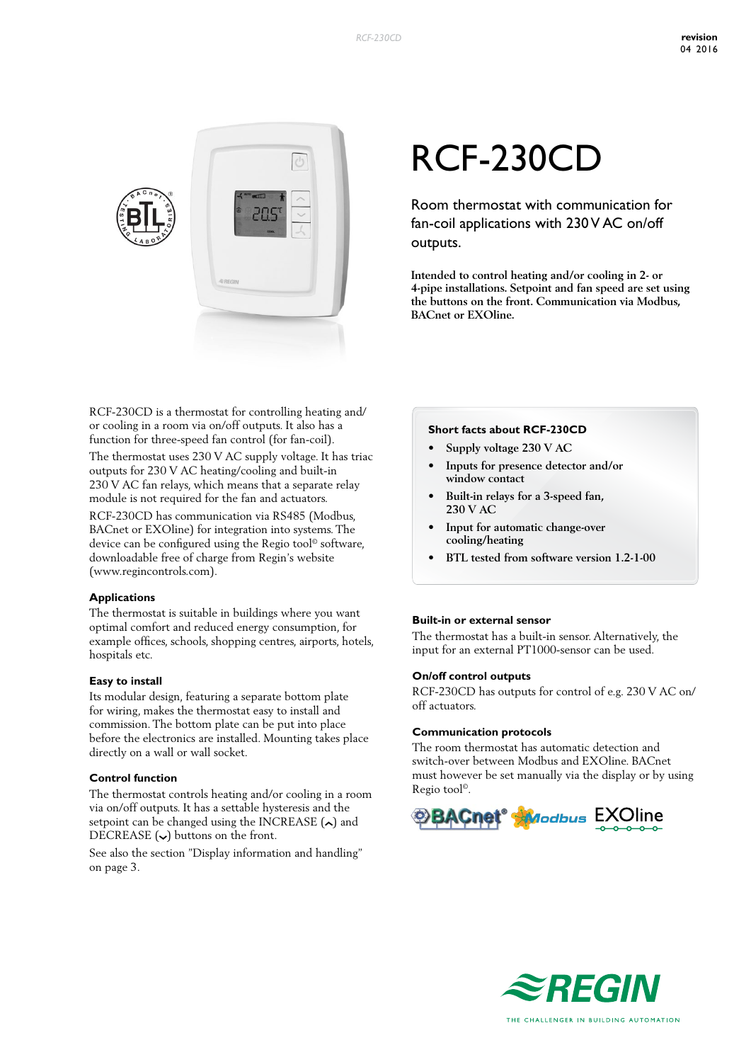# RCF-230CD

Room thermostat with communication for fan-coil applications with 230 V AC on/off outputs.

**Intended to control heating and/or cooling in 2- or 4-pipe installations. Setpoint and fan speed are set using the buttons on the front. Communication via Modbus, BACnet or EXOline.**

RCF-230CD is a thermostat for controlling heating and/or cooling in a room via on/off outputs. It also has a function for three-speed fan control (for fan-coil).

The thermostat uses 230 V AC supply voltage. It has triac outputs for 230 V AC heating/cooling and built-in 230 V AC fan relays, which means that a separate relay module is not required for the fan and actuators.

RCF-230CD has communication via RS485 (Modbus, BACnet or EXOline) for integration into systems. The device can be configured using the Regio tool© software, downloadable free of charge from Regin's website (www.regincontrols.com).

### Applications

The thermostat is suitable in buildings where you want optimal comfort and reduced energy consumption, for example offices, schools, shopping centres, airports, hotels, hospitals etc.

### Easy to install

Its modular design, featuring a separate bottom plate for wiring, makes the thermostat easy to install and commission. The bottom plate can be put into place before the electronics are installed. Mounting takes place directly on a wall or wall socket.

### Control function

The thermostat controls heating and/or cooling in a room via on/off outputs. It has a settable hysteresis and the setpoint can be changed using the INCREASE (⌃) and DECREASE (⌄) buttons on the front.

See also the section "Display information and handling" on page 3.

### Short facts about RCF-230CD

- **Supply voltage 230 V AC**
- **Inputs for presence detector and/or window contact**
- **Built-in relays for a 3-speed fan, 230 V AC**
- **Input for automatic change-over cooling/heating**
- **BTL tested from software version 1.2-1-00**

### Built-in or external sensor

The thermostat has a built-in sensor. Alternatively, the input for an external PT1000-sensor can be used.

### On/off control outputs

RCF-230CD has outputs for control of e.g. 230 V AC on/off actuators.

### Communication protocols

The room thermostat has automatic detection and switch-over between Modbus and EXOline. BACnet must however be set manually via the display or by using Regio tool©.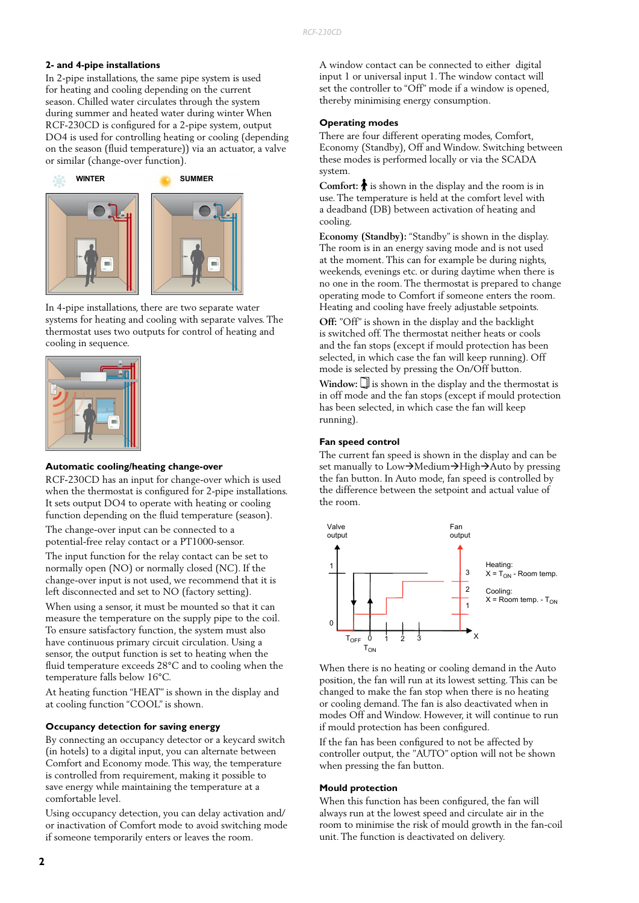### 2- and 4-pipe installations

In 2-pipe installations, the same pipe system is used for heating and cooling depending on the current season. Chilled water circulates through the system during summer and heated water during winter When RCF-230CD is configured for a 2-pipe system, output DO4 is used for controlling heating or cooling (depending on the season (fluid temperature)) via an actuator, a valve or similar (change-over function).

WINTER

SUMMER

In 4-pipe installations, there are two separate water systems for heating and cooling with separate valves. The thermostat uses two outputs for control of heating and cooling in sequence.

### Automatic cooling/heating change-over

RCF-230CD has an input for change-over which is used when the thermostat is configured for 2-pipe installations. It sets output DO4 to operate with heating or cooling function depending on the fluid temperature (season).

The change-over input can be connected to a potential-free relay contact or a PT1000-sensor.

The input function for the relay contact can be set to normally open (NO) or normally closed (NC). If the change-over input is not used, we recommend that it is left disconnected and set to NO (factory setting).

When using a sensor, it must be mounted so that it can measure the temperature on the supply pipe to the coil. To ensure satisfactory function, the system must also have continuous primary circuit circulation. Using a sensor, the output function is set to heating when the fluid temperature exceeds 28°C and to cooling when the temperature falls below 16°C.

At heating function "HEAT" is shown in the display and at cooling function "COOL" is shown.

### Occupancy detection for saving energy

By connecting an occupancy detector or a keycard switch (in hotels) to a digital input, you can alternate between Comfort and Economy mode. This way, the temperature is controlled from requirement, making it possible to save energy while maintaining the temperature at a comfortable level.

Using occupancy detection, you can delay activation and/or inactivation of Comfort mode to avoid switching mode if someone temporarily enters or leaves the room.

A window contact can be connected to either digital input 1 or universal input 1. The window contact will set the controller to "Off" mode if a window is opened, thereby minimising energy consumption.

### Operating modes

There are four different operating modes, Comfort, Economy (Standby), Off and Window. Switching between these modes is performed locally or via the SCADA system.

**Comfort:** is shown in the display and the room is in use. The temperature is held at the comfort level with a deadband (DB) between activation of heating and cooling.

**Economy (Standby):** "Standby" is shown in the display. The room is in an energy saving mode and is not used at the moment. This can for example be during nights, weekends, evenings etc. or during daytime when there is no one in the room. The thermostat is prepared to change operating mode to Comfort if someone enters the room. Heating and cooling have freely adjustable setpoints.

**Off:** "Off" is shown in the display and the backlight is switched off. The thermostat neither heats or cools and the fan stops (except if mould protection has been selected, in which case the fan will keep running). Off mode is selected by pressing the On/Off button.

**Window:** is shown in the display and the thermostat is in off mode and the fan stops (except if mould protection has been selected, in which case the fan will keep running).

### Fan speed control

The current fan speed is shown in the display and can be set manually to Low→Medium→High→Auto by pressing the fan button. In Auto mode, fan speed is controlled by the difference between the setpoint and actual value of the room.

Valve output

Fan output

1

0

3

2

1

$T_{OFF}$ 0 1 2 3

$T_{ON}$

X

Heating:
X = $T_{ON}$ - Room temp.

Cooling:
X = Room temp. - $T_{ON}$

When there is no heating or cooling demand in the Auto position, the fan will run at its lowest setting. This can be changed to make the fan stop when there is no heating or cooling demand. The fan is also deactivated when in modes Off and Window. However, it will continue to run if mould protection has been configured.

If the fan has been configured to not be affected by controller output, the "AUTO" option will not be shown when pressing the fan button.

### Mould protection

When this function has been configured, the fan will always run at the lowest speed and circulate air in the room to minimise the risk of mould growth in the fan-coil unit. The function is deactivated on delivery.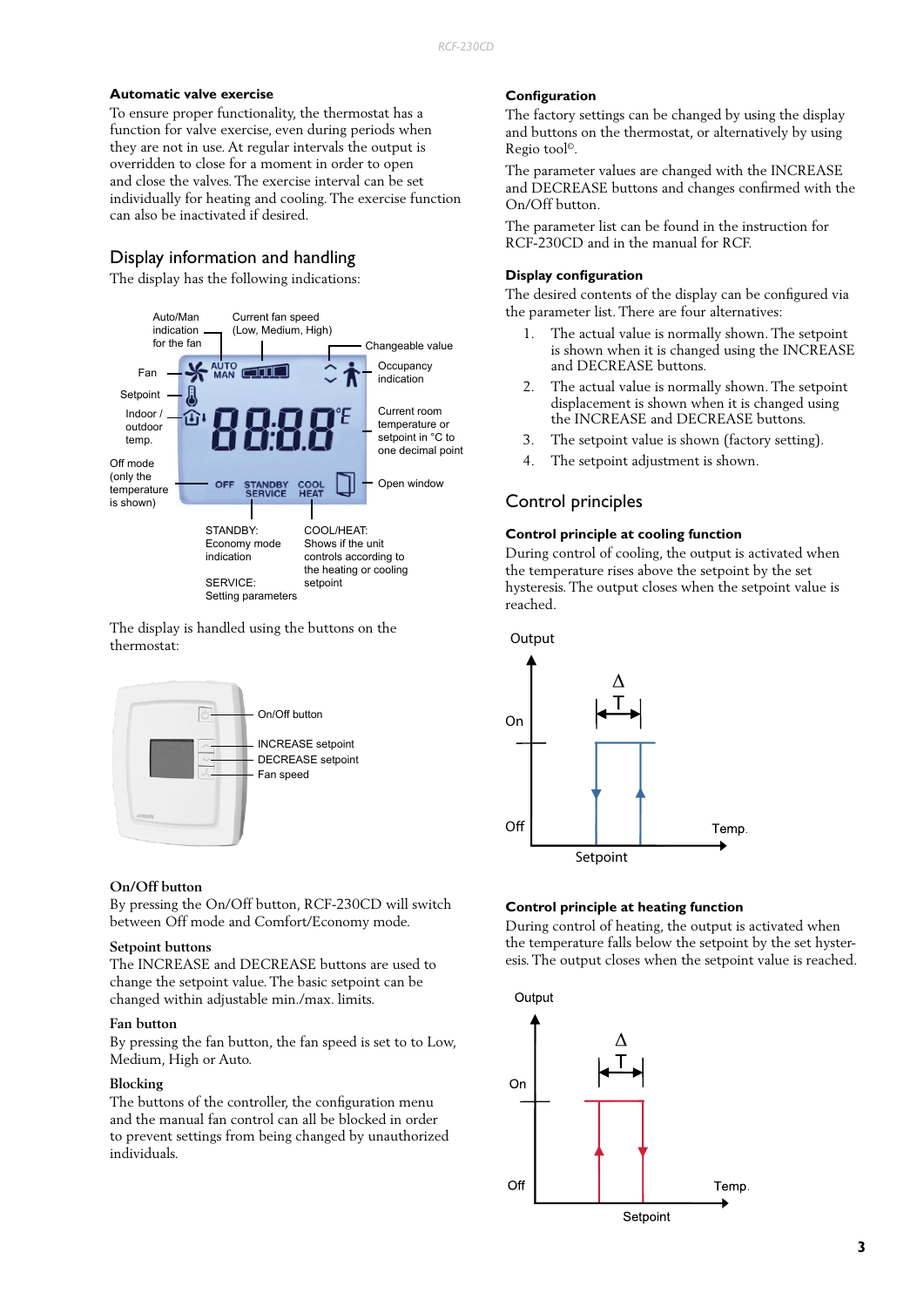### Automatic valve exercise

To ensure proper functionality, the thermostat has a function for valve exercise, even during periods when they are not in use. At regular intervals the output is overridden to close for a moment in order to open and close the valves. The exercise interval can be set individually for heating and cooling. The exercise function can also be inactivated if desired.

## Display information and handling

The display has the following indications:

Auto/Man indication for the fan
Current fan speed (Low, Medium, High)
Changeable value
Fan
Occupancy indication
Setpoint
Indoor / outdoor temp.
Current room temperature or setpoint in °C to one decimal point
Off mode (only the temperature is shown)
Open window
STANDBY: Economy mode indication
SERVICE: Setting parameters
COOL/HEAT: Shows if the unit controls according to the heating or cooling setpoint

The display is handled using the buttons on the thermostat:

On/Off button
INCREASE setpoint
DECREASE setpoint
Fan speed

### On/Off button

By pressing the On/Off button, RCF-230CD will switch between Off mode and Comfort/Economy mode.

### Setpoint buttons

The INCREASE and DECREASE buttons are used to change the setpoint value. The basic setpoint can be changed within adjustable min./max. limits.

### Fan button

By pressing the fan button, the fan speed is set to to Low, Medium, High or Auto.

### Blocking

The buttons of the controller, the configuration menu and the manual fan control can all be blocked in order to prevent settings from being changed by unauthorized individuals.

### Configuration

The factory settings can be changed by using the display and buttons on the thermostat, or alternatively by using Regio tool©.

The parameter values are changed with the INCREASE and DECREASE buttons and changes confirmed with the On/Off button.

The parameter list can be found in the instruction for RCF-230CD and in the manual for RCF.

### Display configuration

The desired contents of the display can be configured via the parameter list. There are four alternatives:

1. The actual value is normally shown. The setpoint is shown when it is changed using the INCREASE and DECREASE buttons.
2. The actual value is normally shown. The setpoint displacement is shown when it is changed using the INCREASE and DECREASE buttons.
3. The setpoint value is shown (factory setting).
4. The setpoint adjustment is shown.

## Control principles

### Control principle at cooling function

During control of cooling, the output is activated when the temperature rises above the setpoint by the set hysteresis. The output closes when the setpoint value is reached.

Output
On
Off
ΔT
Temp.
Setpoint

### Control principle at heating function

During control of heating, the output is activated when the temperature falls below the setpoint by the set hysteresis. The output closes when the setpoint value is reached.

Output
On
Off
ΔT
Temp.
Setpoint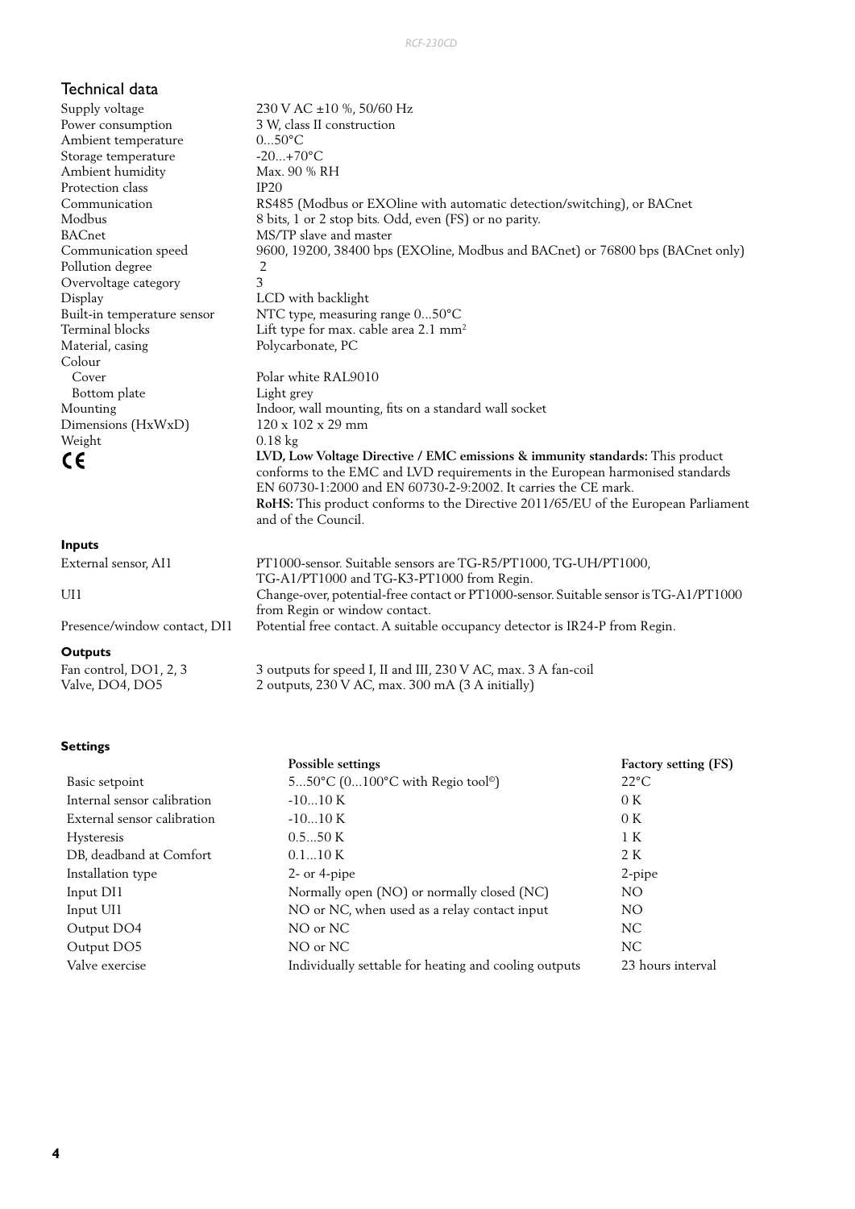## Technical data

| | |
|---|---|
| Supply voltage | 230 V AC ±10 %, 50/60 Hz |
| Power consumption | 3 W, class II construction |
| Ambient temperature | 0...50°C |
| Storage temperature | -20...+70°C |
| Ambient humidity | Max. 90 % RH |
| Protection class | IP20 |
| Communication | RS485 (Modbus or EXOline with automatic detection/switching), or BACnet |
| Modbus | 8 bits, 1 or 2 stop bits. Odd, even (FS) or no parity. |
| BACnet | MS/TP slave and master |
| Communication speed | 9600, 19200, 38400 bps (EXOline, Modbus and BACnet) or 76800 bps (BACnet only) |
| Pollution degree | 2 |
| Overvoltage category | 3 |
| Display | LCD with backlight |
| Built-in temperature sensor | NTC type, measuring range 0...50°C |
| Terminal blocks | Lift type for max. cable area 2.1 mm$^2$ |
| Material, casing | Polycarbonate, PC |
| Colour | |
| Cover | Polar white RAL9010 |
| Bottom plate | Light grey |
| Mounting | Indoor, wall mounting, fits on a standard wall socket |
| Dimensions (HxWxD) | 120 x 102 x 29 mm |
| Weight | 0.18 kg |
| CE | **LVD, Low Voltage Directive / EMC emissions & immunity standards:** This product conforms to the EMC and LVD requirements in the European harmonised standards EN 60730-1:2000 and EN 60730-2-9:2002. It carries the CE mark. **RoHS:** This product conforms to the Directive 2011/65/EU of the European Parliament and of the Council. |

**Inputs**

| | |
|---|---|
| External sensor, AI1 | PT1000-sensor. Suitable sensors are TG-R5/PT1000, TG-UH/PT1000, TG-A1/PT1000 and TG-K3-PT1000 from Regin. |
| UI1 | Change-over, potential-free contact or PT1000-sensor. Suitable sensor is TG-A1/PT1000 from Regin or window contact. |
| Presence/window contact, DI1 | Potential free contact. A suitable occupancy detector is IR24-P from Regin. |

**Outputs**

| | |
|---|---|
| Fan control, DO1, 2, 3 | 3 outputs for speed I, II and III, 230 V AC, max. 3 A fan-coil |
| Valve, DO4, DO5 | 2 outputs, 230 V AC, max. 300 mA (3 A initially) |

**Settings**

| | Possible settings | Factory setting (FS) |
|---|---|---|
| Basic setpoint | 5...50°C (0...100°C with Regio tool©) | 22°C |
| Internal sensor calibration | -10...10 K | 0 K |
| External sensor calibration | -10...10 K | 0 K |
| Hysteresis | 0.5...50 K | 1 K |
| DB, deadband at Comfort | 0.1...10 K | 2 K |
| Installation type | 2- or 4-pipe | 2-pipe |
| Input DI1 | Normally open (NO) or normally closed (NC) | NO |
| Input UI1 | NO or NC, when used as a relay contact input | NO |
| Output DO4 | NO or NC | NC |
| Output DO5 | NO or NC | NC |
| Valve exercise | Individually settable for heating and cooling outputs | 23 hours interval |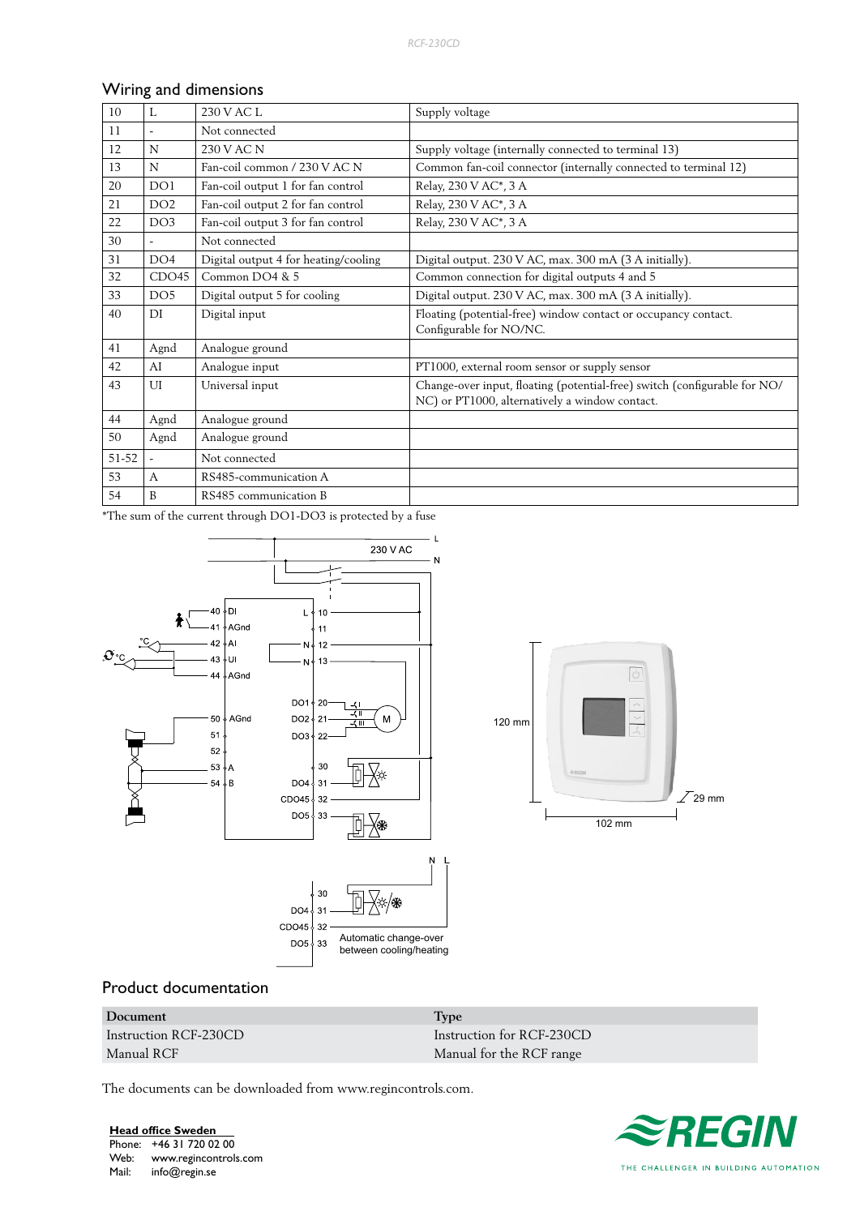## Wiring and dimensions

| | | | |
|---|---|---|---|
| 10 | L | 230 V AC L | Supply voltage |
| 11 | - | Not connected | |
| 12 | N | 230 V AC N | Supply voltage (internally connected to terminal 13) |
| 13 | N | Fan-coil common / 230 V AC N | Common fan-coil connector (internally connected to terminal 12) |
| 20 | DO1 | Fan-coil output 1 for fan control | Relay, 230 V AC*, 3 A |
| 21 | DO2 | Fan-coil output 2 for fan control | Relay, 230 V AC*, 3 A |
| 22 | DO3 | Fan-coil output 3 for fan control | Relay, 230 V AC*, 3 A |
| 30 | - | Not connected | |
| 31 | DO4 | Digital output 4 for heating/cooling | Digital output. 230 V AC, max. 300 mA (3 A initially). |
| 32 | CDO45 | Common DO4 & 5 | Common connection for digital outputs 4 and 5 |
| 33 | DO5 | Digital output 5 for cooling | Digital output. 230 V AC, max. 300 mA (3 A initially). |
| 40 | DI | Digital input | Floating (potential-free) window contact or occupancy contact. Configurable for NO/NC. |
| 41 | Agnd | Analogue ground | |
| 42 | AI | Analogue input | PT1000, external room sensor or supply sensor |
| 43 | UI | Universal input | Change-over input, floating (potential-free) switch (configurable for NO/NC) or PT1000, alternatively a window contact. |
| 44 | Agnd | Analogue ground | |
| 50 | Agnd | Analogue ground | |
| 51-52 | - | Not connected | |
| 53 | A | RS485-communication A | |
| 54 | B | RS485 communication B | |

*The sum of the current through DO1-DO3 is protected by a fuse

L
230 V AC
N
40 DI
41 AGnd
42 AI
43 UI
44 AGnd
50 AGnd
51
52
53 A
54 B
L 10
11
N 12
N 13
DO1 20
DO2 21
DO3 22
30
DO4 31
CDO45 32
DO5 33
M

120 mm
102 mm
29 mm

N L
30
DO4 31
CDO45 32
DO5 33
Automatic change-over between cooling/heating

## Product documentation

| Document | Type |
|---|---|
| Instruction RCF-230CD | Instruction for RCF-230CD |
| Manual RCF | Manual for the RCF range |

The documents can be downloaded from www.regincontrols.com.

**Head office Sweden**
Phone: +46 31 720 02 00
Web: www.regincontrols.com
Mail: info@regin.se

REGIN
THE CHALLENGER IN BUILDING AUTOMATION